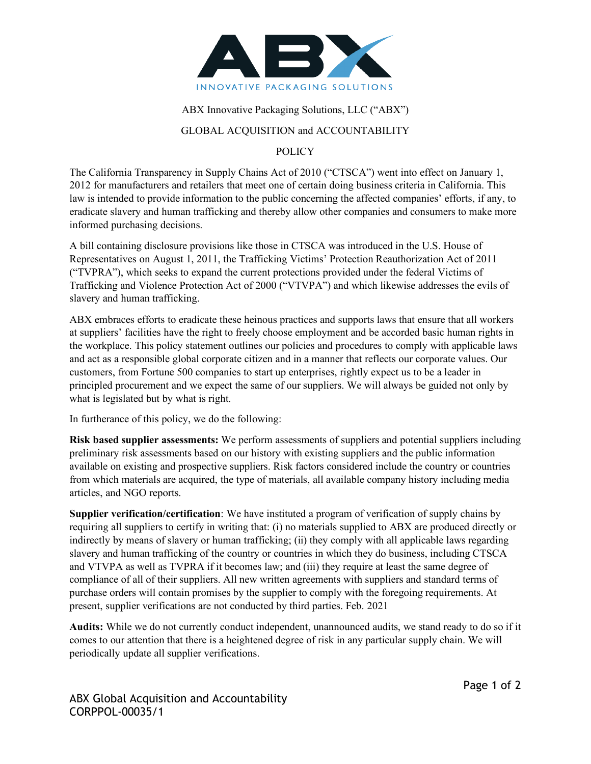ABX Innovative Packaging Solutions, LLC ("ABX")

GLOBAL ACQUISITION and ACCOUNTABILITY

POLICY

The California Transparency in Supply Chains Act of 2010 ("CTSCA") went into effect on January 1, 2012 for manufacturers and retailers that meet one of certain doing business criteria in California. This law is intended to provide information to the public concerning the affected companies' efforts, if any, to eradicate slavery and human trafficking and thereby allow other companies and consumers to make more informed purchasing decisions.

A bill containing disclosure provisions like those in CTSCA was introduced in the U.S. House of Representatives on August 1, 2011, the Trafficking Victims' Protection Reauthorization Act of 2011 ("TVPRA"), which seeks to expand the current protections provided under the federal Victims of Trafficking and Violence Protection Act of 2000 ("VTVPA") and which likewise addresses the evils of slavery and human trafficking.

ABX embraces efforts to eradicate these heinous practices and supports laws that ensure that all workers at suppliers' facilities have the right to freely choose employment and be accorded basic human rights in the workplace. This policy statement outlines our policies and procedures to comply with applicable laws and act as a responsible global corporate citizen and in a manner that reflects our corporate values. Our customers, from Fortune 500 companies to start up enterprises, rightly expect us to be a leader in principled procurement and we expect the same of our suppliers. We will always be guided not only by what is legislated but by what is right.

In furtherance of this policy, we do the following:

**Risk based supplier assessments:** We perform assessments of suppliers and potential suppliers including preliminary risk assessments based on our history with existing suppliers and the public information available on existing and prospective suppliers. Risk factors considered include the country or countries from which materials are acquired, the type of materials, all available company history including media articles, and NGO reports.

**Supplier verification/certification**: We have instituted a program of verification of supply chains by requiring all suppliers to certify in writing that: (i) no materials supplied to ABX are produced directly or indirectly by means of slavery or human trafficking; (ii) they comply with all applicable laws regarding slavery and human trafficking of the country or countries in which they do business, including CTSCA and VTVPA as well as TVPRA if it becomes law; and (iii) they require at least the same degree of compliance of all of their suppliers. All new written agreements with suppliers and standard terms of purchase orders will contain promises by the supplier to comply with the foregoing requirements. At present, supplier verifications are not conducted by third parties. Feb. 2021

**Audits:** While we do not currently conduct independent, unannounced audits, we stand ready to do so if it comes to our attention that there is a heightened degree of risk in any particular supply chain. We will periodically update all supplier verifications.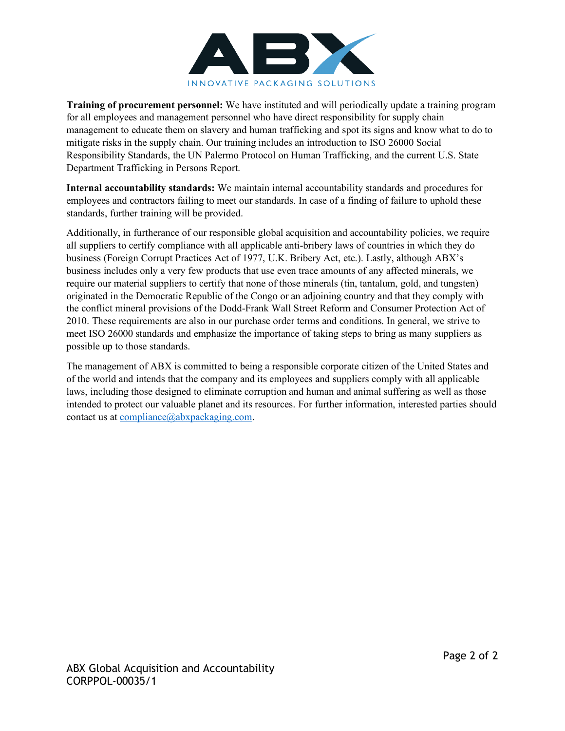**Training of procurement personnel:** We have instituted and will periodically update a training program for all employees and management personnel who have direct responsibility for supply chain management to educate them on slavery and human trafficking and spot its signs and know what to do to mitigate risks in the supply chain. Our training includes an introduction to ISO 26000 Social Responsibility Standards, the UN Palermo Protocol on Human Trafficking, and the current U.S. State Department Trafficking in Persons Report.

**Internal accountability standards:** We maintain internal accountability standards and procedures for employees and contractors failing to meet our standards. In case of a finding of failure to uphold these standards, further training will be provided.

Additionally, in furtherance of our responsible global acquisition and accountability policies, we require all suppliers to certify compliance with all applicable anti-bribery laws of countries in which they do business (Foreign Corrupt Practices Act of 1977, U.K. Bribery Act, etc.). Lastly, although ABX's business includes only a very few products that use even trace amounts of any affected minerals, we require our material suppliers to certify that none of those minerals (tin, tantalum, gold, and tungsten) originated in the Democratic Republic of the Congo or an adjoining country and that they comply with the conflict mineral provisions of the Dodd-Frank Wall Street Reform and Consumer Protection Act of 2010. These requirements are also in our purchase order terms and conditions. In general, we strive to meet ISO 26000 standards and emphasize the importance of taking steps to bring as many suppliers as possible up to those standards.

The management of ABX is committed to being a responsible corporate citizen of the United States and of the world and intends that the company and its employees and suppliers comply with all applicable laws, including those designed to eliminate corruption and human and animal suffering as well as those intended to protect our valuable planet and its resources. For further information, interested parties should contact us at compliance@abxpackaging.com.